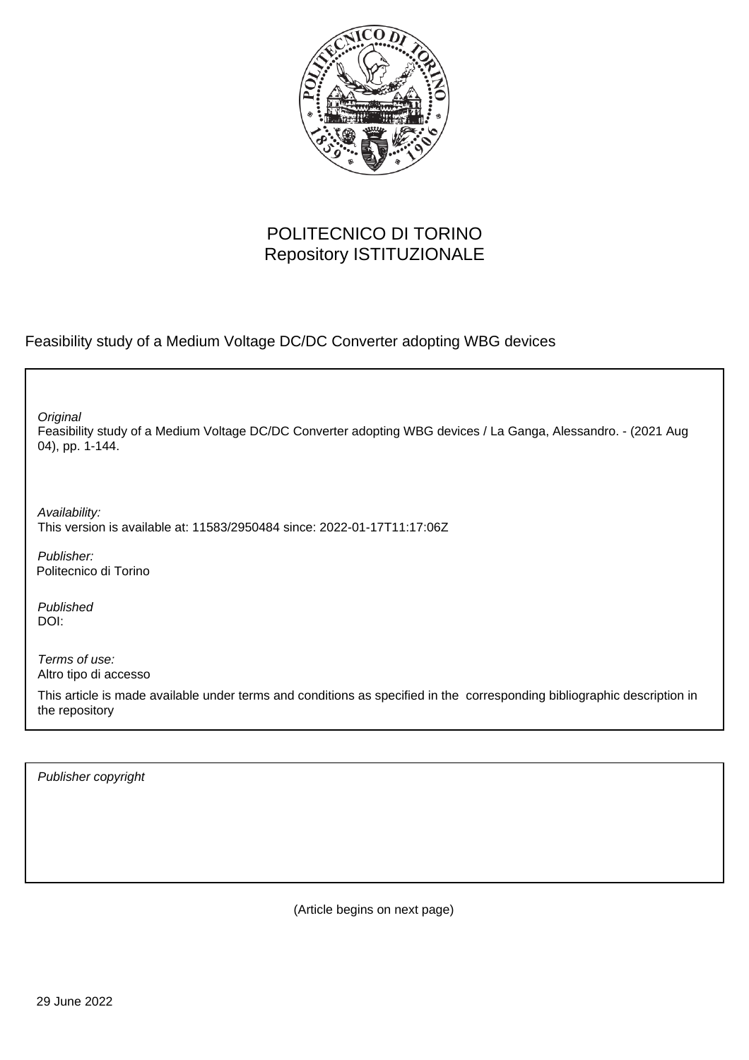POLITECNICO DI TORINO
Repository ISTITUZIONALE

Feasibility study of a Medium Voltage DC/DC Converter adopting WBG devices

*Original*
Feasibility study of a Medium Voltage DC/DC Converter adopting WBG devices / La Ganga, Alessandro. - (2021 Aug 04), pp. 1-144.

*Availability:*
This version is available at: 11583/2950484 since: 2022-01-17T11:17:06Z

*Publisher:*
Politecnico di Torino

*Published*
DOI:

*Terms of use:*
Altro tipo di accesso

This article is made available under terms and conditions as specified in the corresponding bibliographic description in the repository

*Publisher copyright*

(Article begins on next page)

29 June 2022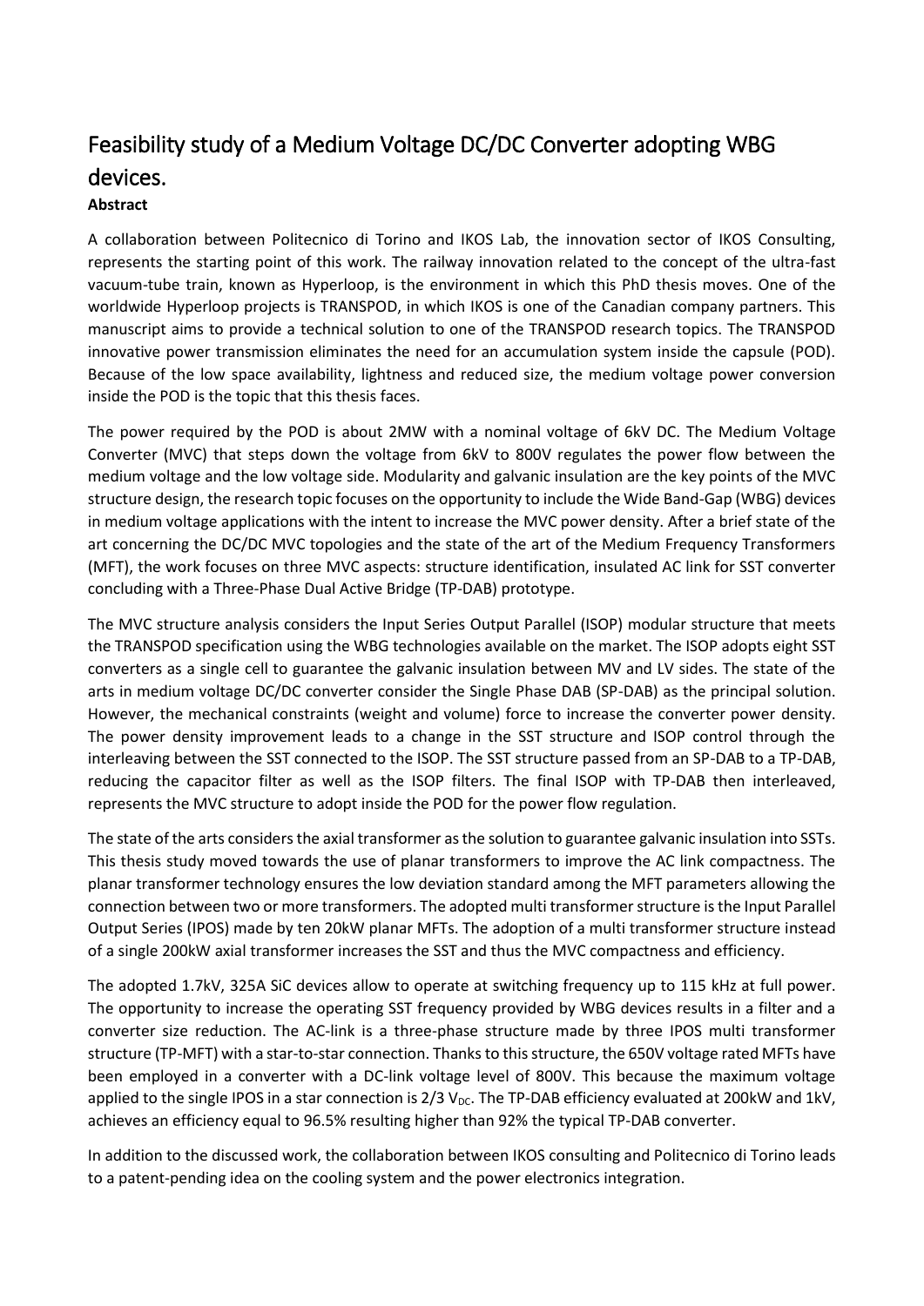# Feasibility study of a Medium Voltage DC/DC Converter adopting WBG devices.

**Abstract**

A collaboration between Politecnico di Torino and IKOS Lab, the innovation sector of IKOS Consulting, represents the starting point of this work. The railway innovation related to the concept of the ultra-fast vacuum-tube train, known as Hyperloop, is the environment in which this PhD thesis moves. One of the worldwide Hyperloop projects is TRANSPOD, in which IKOS is one of the Canadian company partners. This manuscript aims to provide a technical solution to one of the TRANSPOD research topics. The TRANSPOD innovative power transmission eliminates the need for an accumulation system inside the capsule (POD). Because of the low space availability, lightness and reduced size, the medium voltage power conversion inside the POD is the topic that this thesis faces.

The power required by the POD is about 2MW with a nominal voltage of 6kV DC. The Medium Voltage Converter (MVC) that steps down the voltage from 6kV to 800V regulates the power flow between the medium voltage and the low voltage side. Modularity and galvanic insulation are the key points of the MVC structure design, the research topic focuses on the opportunity to include the Wide Band-Gap (WBG) devices in medium voltage applications with the intent to increase the MVC power density. After a brief state of the art concerning the DC/DC MVC topologies and the state of the art of the Medium Frequency Transformers (MFT), the work focuses on three MVC aspects: structure identification, insulated AC link for SST converter concluding with a Three-Phase Dual Active Bridge (TP-DAB) prototype.

The MVC structure analysis considers the Input Series Output Parallel (ISOP) modular structure that meets the TRANSPOD specification using the WBG technologies available on the market. The ISOP adopts eight SST converters as a single cell to guarantee the galvanic insulation between MV and LV sides. The state of the arts in medium voltage DC/DC converter consider the Single Phase DAB (SP-DAB) as the principal solution. However, the mechanical constraints (weight and volume) force to increase the converter power density. The power density improvement leads to a change in the SST structure and ISOP control through the interleaving between the SST connected to the ISOP. The SST structure passed from an SP-DAB to a TP-DAB, reducing the capacitor filter as well as the ISOP filters. The final ISOP with TP-DAB then interleaved, represents the MVC structure to adopt inside the POD for the power flow regulation.

The state of the arts considers the axial transformer as the solution to guarantee galvanic insulation into SSTs. This thesis study moved towards the use of planar transformers to improve the AC link compactness. The planar transformer technology ensures the low deviation standard among the MFT parameters allowing the connection between two or more transformers. The adopted multi transformer structure is the Input Parallel Output Series (IPOS) made by ten 20kW planar MFTs. The adoption of a multi transformer structure instead of a single 200kW axial transformer increases the SST and thus the MVC compactness and efficiency.

The adopted 1.7kV, 325A SiC devices allow to operate at switching frequency up to 115 kHz at full power. The opportunity to increase the operating SST frequency provided by WBG devices results in a filter and a converter size reduction. The AC-link is a three-phase structure made by three IPOS multi transformer structure (TP-MFT) with a star-to-star connection. Thanks to this structure, the 650V voltage rated MFTs have been employed in a converter with a DC-link voltage level of 800V. This because the maximum voltage applied to the single IPOS in a star connection is 2/3 $V_{DC}$. The TP-DAB efficiency evaluated at 200kW and 1kV, achieves an efficiency equal to 96.5% resulting higher than 92% the typical TP-DAB converter.

In addition to the discussed work, the collaboration between IKOS consulting and Politecnico di Torino leads to a patent-pending idea on the cooling system and the power electronics integration.